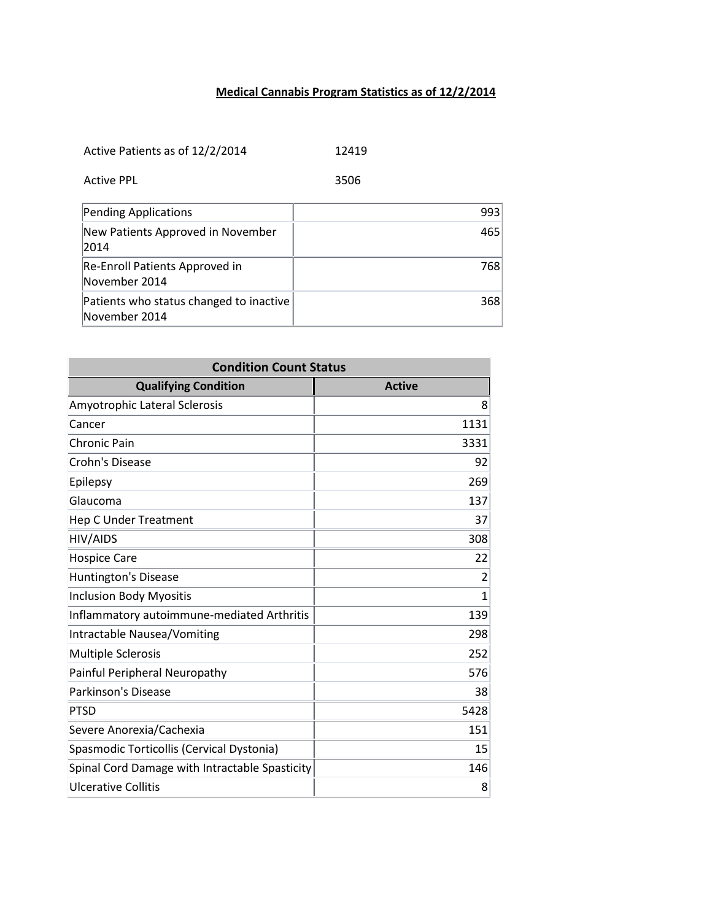# Medical Cannabis Program Statistics as of 12/2/2014

Active Patients as of 12/2/2014 12419

Active PPL 3506

| Pending Applications | 993 |
|---|---|
| New Patients Approved in November 2014 | 465 |
| Re-Enroll Patients Approved in November 2014 | 768 |
| Patients who status changed to inactive November 2014 | 368 |

| Condition Count Status | |
|---|---|
| **Qualifying Condition** | **Active** |
| Amyotrophic Lateral Sclerosis | 8 |
| Cancer | 1131 |
| Chronic Pain | 3331 |
| Crohn's Disease | 92 |
| Epilepsy | 269 |
| Glaucoma | 137 |
| Hep C Under Treatment | 37 |
| HIV/AIDS | 308 |
| Hospice Care | 22 |
| Huntington's Disease | 2 |
| Inclusion Body Myositis | 1 |
| Inflammatory autoimmune-mediated Arthritis | 139 |
| Intractable Nausea/Vomiting | 298 |
| Multiple Sclerosis | 252 |
| Painful Peripheral Neuropathy | 576 |
| Parkinson's Disease | 38 |
| PTSD | 5428 |
| Severe Anorexia/Cachexia | 151 |
| Spasmodic Torticollis (Cervical Dystonia) | 15 |
| Spinal Cord Damage with Intractable Spasticity | 146 |
| Ulcerative Collitis | 8 |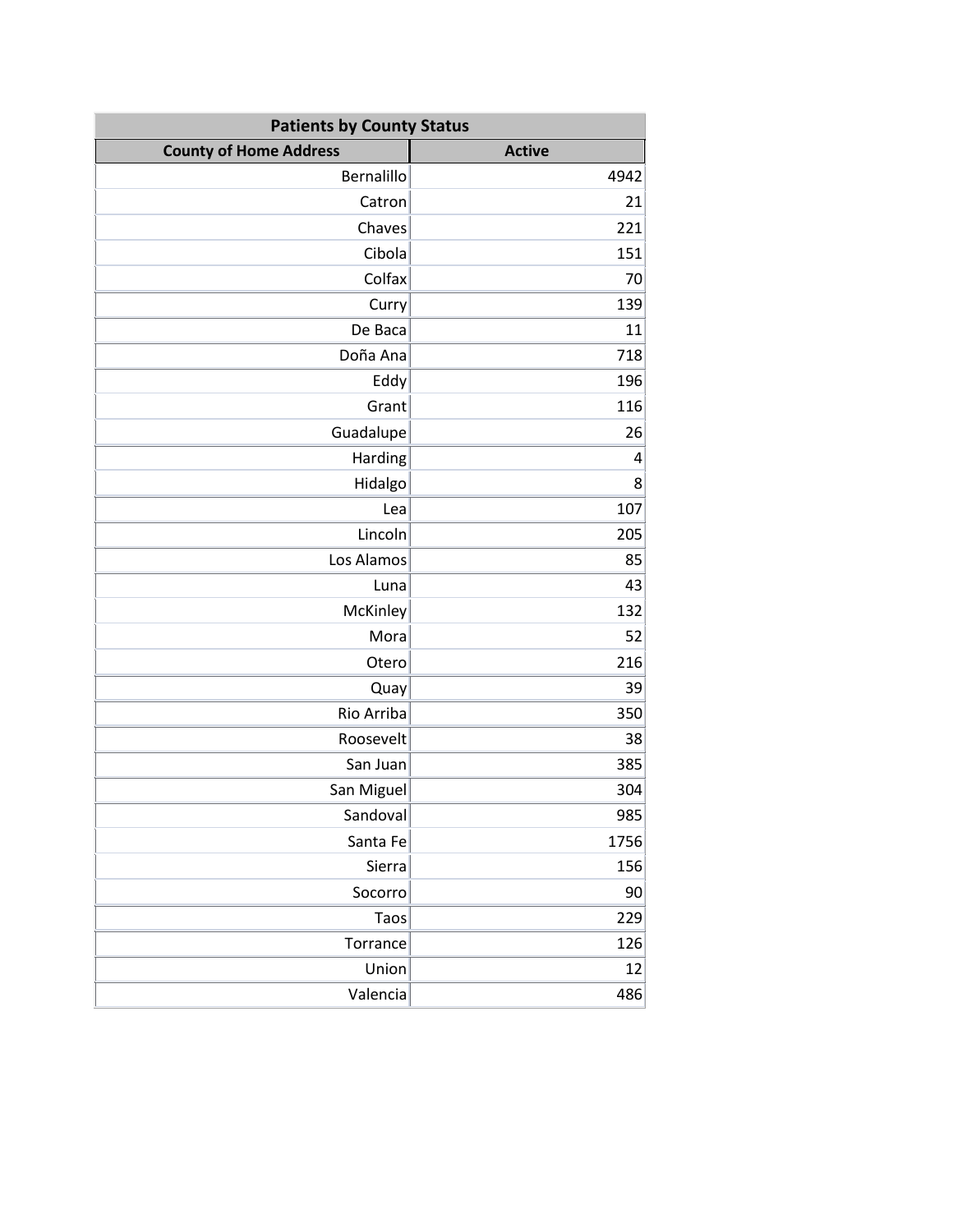| Patients by County Status | |
|---|---|
| **County of Home Address** | **Active** |
| Bernalillo | 4942 |
| Catron | 21 |
| Chaves | 221 |
| Cibola | 151 |
| Colfax | 70 |
| Curry | 139 |
| De Baca | 11 |
| Doña Ana | 718 |
| Eddy | 196 |
| Grant | 116 |
| Guadalupe | 26 |
| Harding | 4 |
| Hidalgo | 8 |
| Lea | 107 |
| Lincoln | 205 |
| Los Alamos | 85 |
| Luna | 43 |
| McKinley | 132 |
| Mora | 52 |
| Otero | 216 |
| Quay | 39 |
| Rio Arriba | 350 |
| Roosevelt | 38 |
| San Juan | 385 |
| San Miguel | 304 |
| Sandoval | 985 |
| Santa Fe | 1756 |
| Sierra | 156 |
| Socorro | 90 |
| Taos | 229 |
| Torrance | 126 |
| Union | 12 |
| Valencia | 486 |